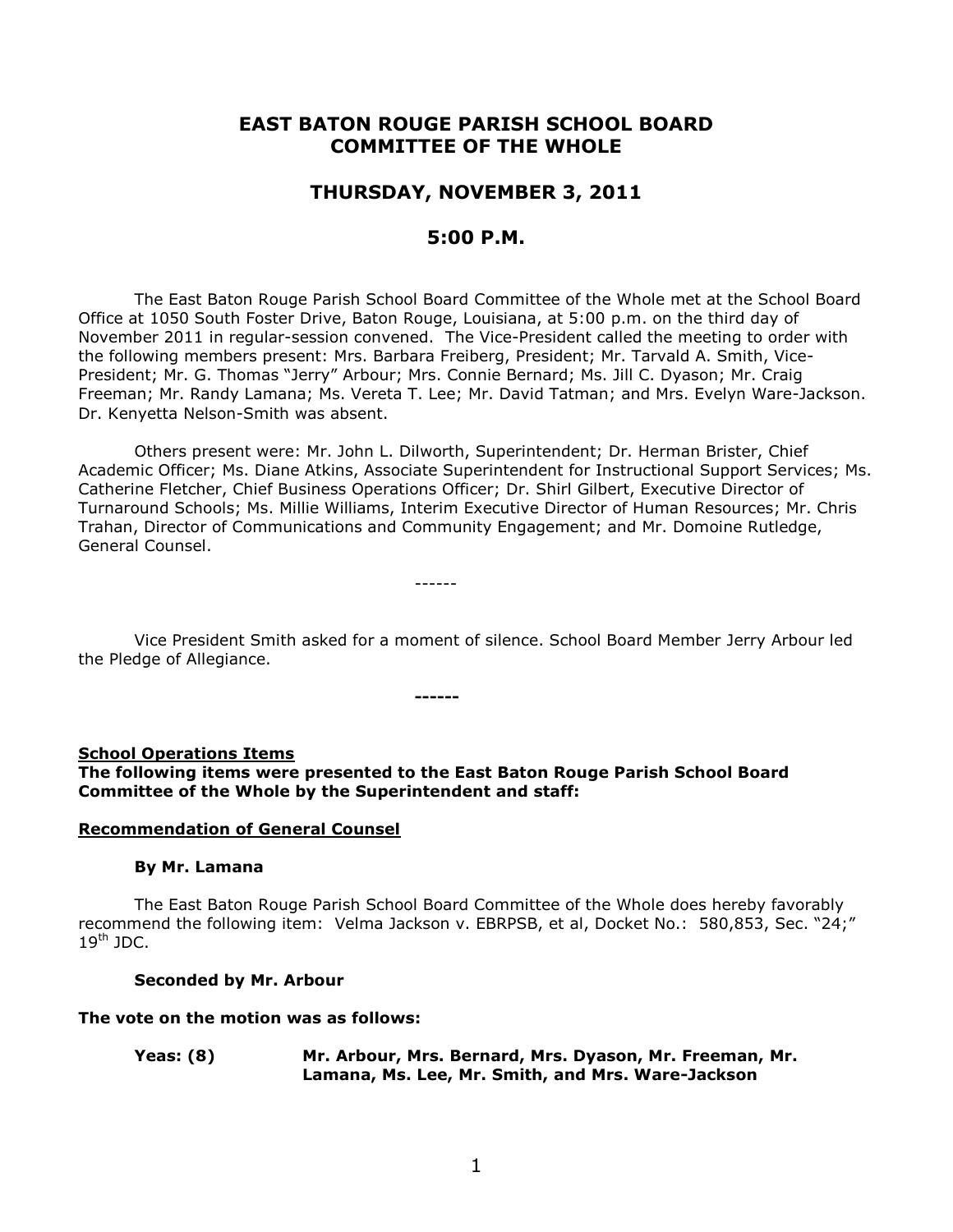# EAST BATON ROUGE PARISH SCHOOL BOARD COMMITTEE OF THE WHOLE

## THURSDAY, NOVEMBER 3, 2011

## 5:00 P.M.

The East Baton Rouge Parish School Board Committee of the Whole met at the School Board Office at 1050 South Foster Drive, Baton Rouge, Louisiana, at 5:00 p.m. on the third day of November 2011 in regular-session convened. The Vice-President called the meeting to order with the following members present: Mrs. Barbara Freiberg, President; Mr. Tarvald A. Smith, Vice-President; Mr. G. Thomas "Jerry" Arbour; Mrs. Connie Bernard; Ms. Jill C. Dyason; Mr. Craig Freeman; Mr. Randy Lamana; Ms. Vereta T. Lee; Mr. David Tatman; and Mrs. Evelyn Ware-Jackson. Dr. Kenyetta Nelson-Smith was absent.

Others present were: Mr. John L. Dilworth, Superintendent; Dr. Herman Brister, Chief Academic Officer; Ms. Diane Atkins, Associate Superintendent for Instructional Support Services; Ms. Catherine Fletcher, Chief Business Operations Officer; Dr. Shirl Gilbert, Executive Director of Turnaround Schools; Ms. Millie Williams, Interim Executive Director of Human Resources; Mr. Chris Trahan, Director of Communications and Community Engagement; and Mr. Domoine Rutledge, General Counsel.

------

Vice President Smith asked for a moment of silence. School Board Member Jerry Arbour led the Pledge of Allegiance.

**------**

**School Operations Items**

**The following items were presented to the East Baton Rouge Parish School Board Committee of the Whole by the Superintendent and staff:**

**Recommendation of General Counsel**

**By Mr. Lamana**

The East Baton Rouge Parish School Board Committee of the Whole does hereby favorably recommend the following item: Velma Jackson v. EBRPSB, et al, Docket No.: 580,853, Sec. "24;" 19th JDC.

**Seconded by Mr. Arbour**

**The vote on the motion was as follows:**

**Yeas: (8)** **Mr. Arbour, Mrs. Bernard, Mrs. Dyason, Mr. Freeman, Mr. Lamana, Ms. Lee, Mr. Smith, and Mrs. Ware-Jackson**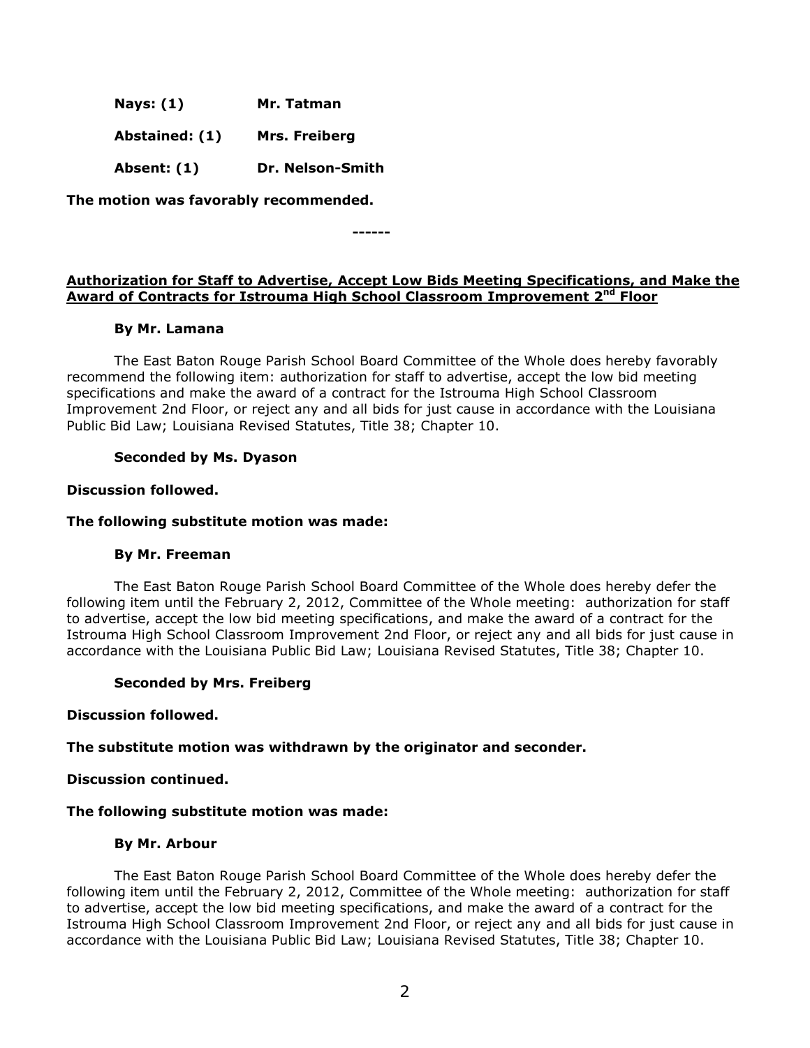**Nays: (1)** **Mr. Tatman**

**Abstained: (1)** **Mrs. Freiberg**

**Absent: (1)** **Dr. Nelson-Smith**

**The motion was favorably recommended.**

------

**Authorization for Staff to Advertise, Accept Low Bids Meeting Specifications, and Make the Award of Contracts for Istrouma High School Classroom Improvement 2nd Floor**

**By Mr. Lamana**

The East Baton Rouge Parish School Board Committee of the Whole does hereby favorably recommend the following item: authorization for staff to advertise, accept the low bid meeting specifications and make the award of a contract for the Istrouma High School Classroom Improvement 2nd Floor, or reject any and all bids for just cause in accordance with the Louisiana Public Bid Law; Louisiana Revised Statutes, Title 38; Chapter 10.

**Seconded by Ms. Dyason**

**Discussion followed.**

**The following substitute motion was made:**

**By Mr. Freeman**

The East Baton Rouge Parish School Board Committee of the Whole does hereby defer the following item until the February 2, 2012, Committee of the Whole meeting: authorization for staff to advertise, accept the low bid meeting specifications, and make the award of a contract for the Istrouma High School Classroom Improvement 2nd Floor, or reject any and all bids for just cause in accordance with the Louisiana Public Bid Law; Louisiana Revised Statutes, Title 38; Chapter 10.

**Seconded by Mrs. Freiberg**

**Discussion followed.**

**The substitute motion was withdrawn by the originator and seconder.**

**Discussion continued.**

**The following substitute motion was made:**

**By Mr. Arbour**

The East Baton Rouge Parish School Board Committee of the Whole does hereby defer the following item until the February 2, 2012, Committee of the Whole meeting: authorization for staff to advertise, accept the low bid meeting specifications, and make the award of a contract for the Istrouma High School Classroom Improvement 2nd Floor, or reject any and all bids for just cause in accordance with the Louisiana Public Bid Law; Louisiana Revised Statutes, Title 38; Chapter 10.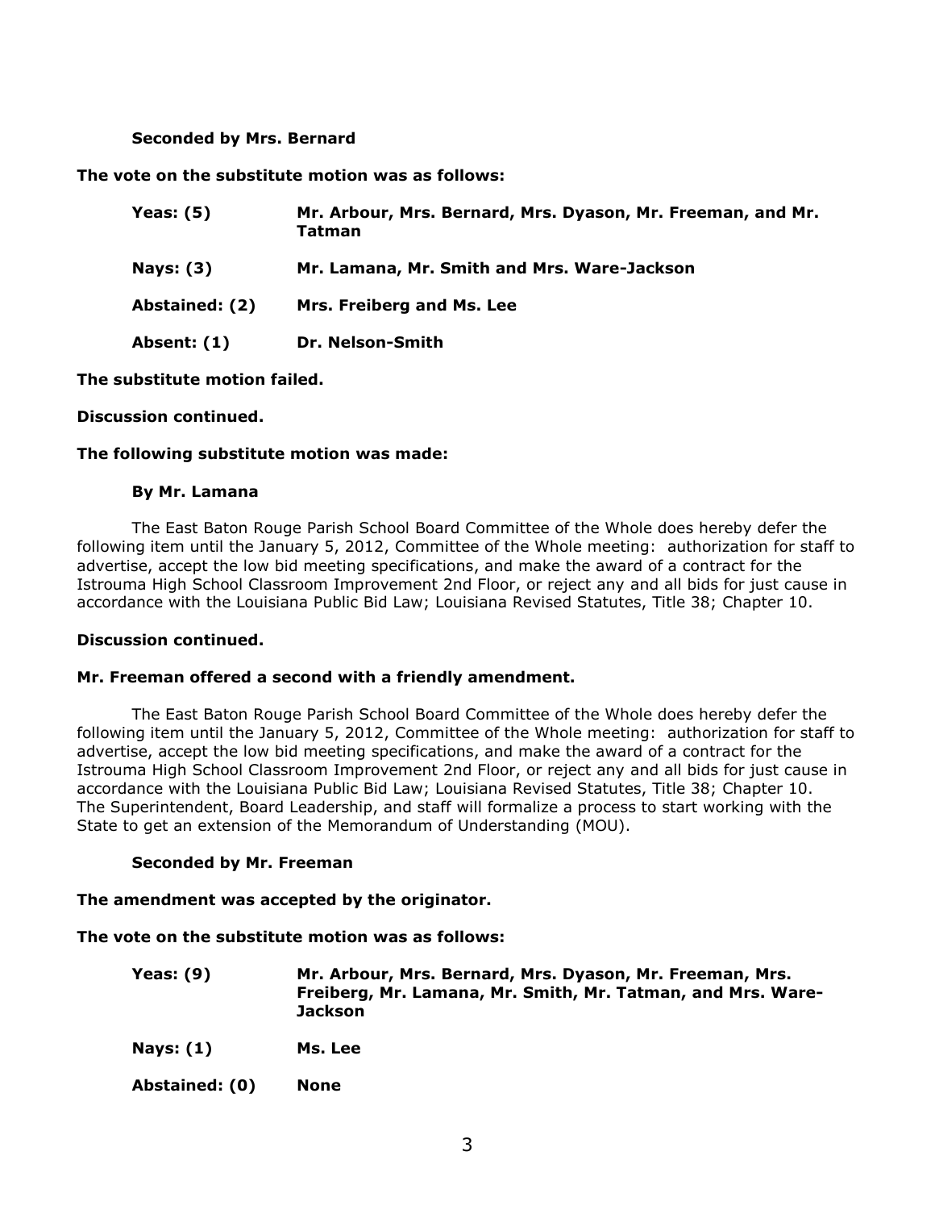**Seconded by Mrs. Bernard**

**The vote on the substitute motion was as follows:**

| | |
|---|---|
| **Yeas: (5)** | **Mr. Arbour, Mrs. Bernard, Mrs. Dyason, Mr. Freeman, and Mr. Tatman** |
| **Nays: (3)** | **Mr. Lamana, Mr. Smith and Mrs. Ware-Jackson** |
| **Abstained: (2)** | **Mrs. Freiberg and Ms. Lee** |
| **Absent: (1)** | **Dr. Nelson-Smith** |

**The substitute motion failed.**

**Discussion continued.**

**The following substitute motion was made:**

**By Mr. Lamana**

The East Baton Rouge Parish School Board Committee of the Whole does hereby defer the following item until the January 5, 2012, Committee of the Whole meeting: authorization for staff to advertise, accept the low bid meeting specifications, and make the award of a contract for the Istrouma High School Classroom Improvement 2nd Floor, or reject any and all bids for just cause in accordance with the Louisiana Public Bid Law; Louisiana Revised Statutes, Title 38; Chapter 10.

**Discussion continued.**

**Mr. Freeman offered a second with a friendly amendment.**

The East Baton Rouge Parish School Board Committee of the Whole does hereby defer the following item until the January 5, 2012, Committee of the Whole meeting: authorization for staff to advertise, accept the low bid meeting specifications, and make the award of a contract for the Istrouma High School Classroom Improvement 2nd Floor, or reject any and all bids for just cause in accordance with the Louisiana Public Bid Law; Louisiana Revised Statutes, Title 38; Chapter 10. The Superintendent, Board Leadership, and staff will formalize a process to start working with the State to get an extension of the Memorandum of Understanding (MOU).

**Seconded by Mr. Freeman**

**The amendment was accepted by the originator.**

**The vote on the substitute motion was as follows:**

| | |
|---|---|
| **Yeas: (9)** | **Mr. Arbour, Mrs. Bernard, Mrs. Dyason, Mr. Freeman, Mrs. Freiberg, Mr. Lamana, Mr. Smith, Mr. Tatman, and Mrs. Ware-Jackson** |
| **Nays: (1)** | **Ms. Lee** |
| **Abstained: (0)** | **None** |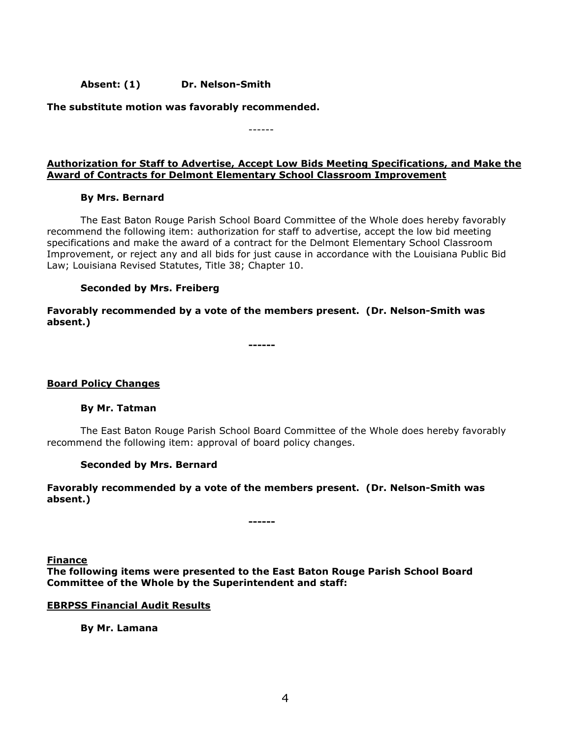**Absent: (1) Dr. Nelson-Smith**

**The substitute motion was favorably recommended.**

------

**Authorization for Staff to Advertise, Accept Low Bids Meeting Specifications, and Make the Award of Contracts for Delmont Elementary School Classroom Improvement**

**By Mrs. Bernard**

The East Baton Rouge Parish School Board Committee of the Whole does hereby favorably recommend the following item: authorization for staff to advertise, accept the low bid meeting specifications and make the award of a contract for the Delmont Elementary School Classroom Improvement, or reject any and all bids for just cause in accordance with the Louisiana Public Bid Law; Louisiana Revised Statutes, Title 38; Chapter 10.

**Seconded by Mrs. Freiberg**

**Favorably recommended by a vote of the members present. (Dr. Nelson-Smith was absent.)**

------

**Board Policy Changes**

**By Mr. Tatman**

The East Baton Rouge Parish School Board Committee of the Whole does hereby favorably recommend the following item: approval of board policy changes.

**Seconded by Mrs. Bernard**

**Favorably recommended by a vote of the members present. (Dr. Nelson-Smith was absent.)**

------

**Finance**

**The following items were presented to the East Baton Rouge Parish School Board Committee of the Whole by the Superintendent and staff:**

**EBRPSS Financial Audit Results**

**By Mr. Lamana**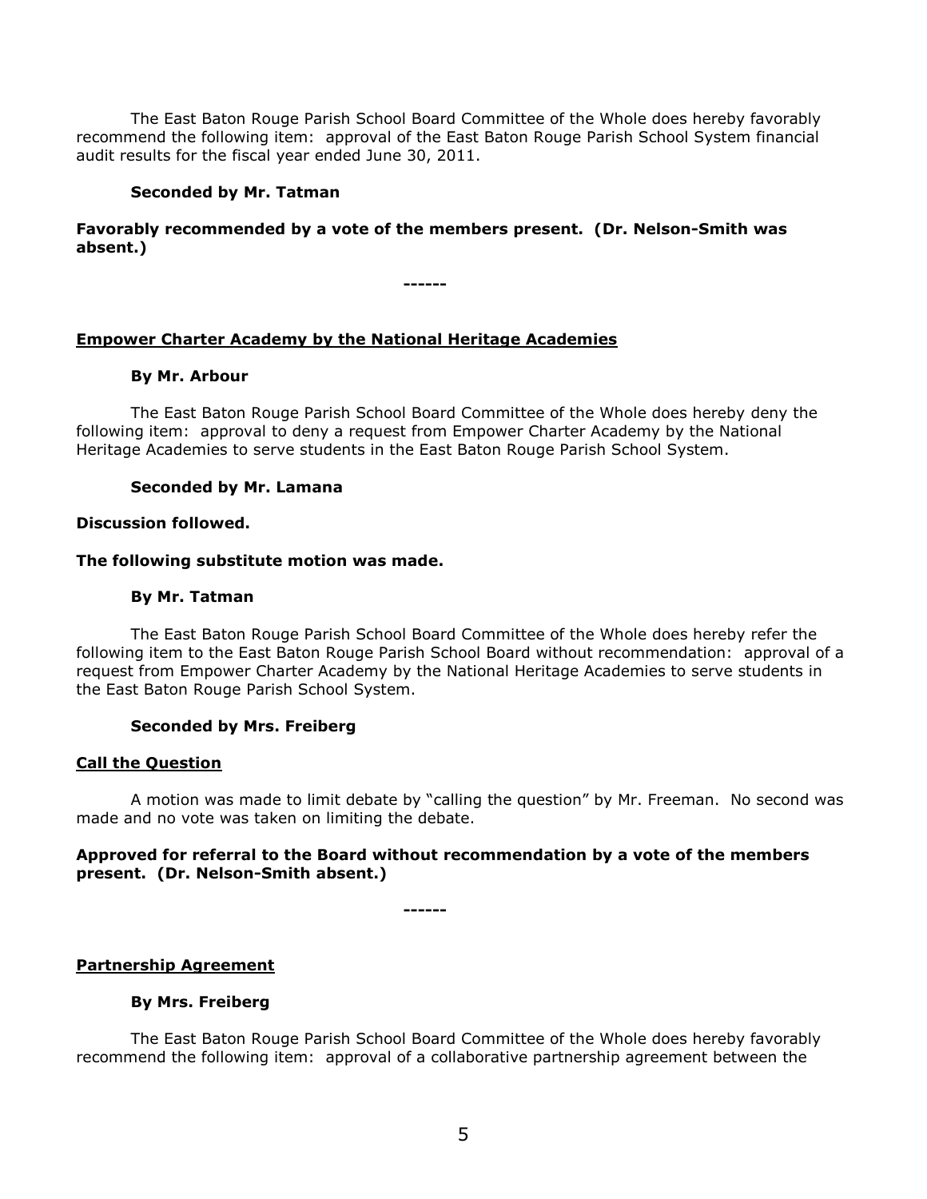The East Baton Rouge Parish School Board Committee of the Whole does hereby favorably recommend the following item: approval of the East Baton Rouge Parish School System financial audit results for the fiscal year ended June 30, 2011.

**Seconded by Mr. Tatman**

**Favorably recommended by a vote of the members present. (Dr. Nelson-Smith was absent.)**

**------**

**Empower Charter Academy by the National Heritage Academies**

**By Mr. Arbour**

The East Baton Rouge Parish School Board Committee of the Whole does hereby deny the following item: approval to deny a request from Empower Charter Academy by the National Heritage Academies to serve students in the East Baton Rouge Parish School System.

**Seconded by Mr. Lamana**

**Discussion followed.**

**The following substitute motion was made.**

**By Mr. Tatman**

The East Baton Rouge Parish School Board Committee of the Whole does hereby refer the following item to the East Baton Rouge Parish School Board without recommendation: approval of a request from Empower Charter Academy by the National Heritage Academies to serve students in the East Baton Rouge Parish School System.

**Seconded by Mrs. Freiberg**

**Call the Question**

A motion was made to limit debate by "calling the question" by Mr. Freeman. No second was made and no vote was taken on limiting the debate.

**Approved for referral to the Board without recommendation by a vote of the members present. (Dr. Nelson-Smith absent.)**

**------**

**Partnership Agreement**

**By Mrs. Freiberg**

The East Baton Rouge Parish School Board Committee of the Whole does hereby favorably recommend the following item: approval of a collaborative partnership agreement between the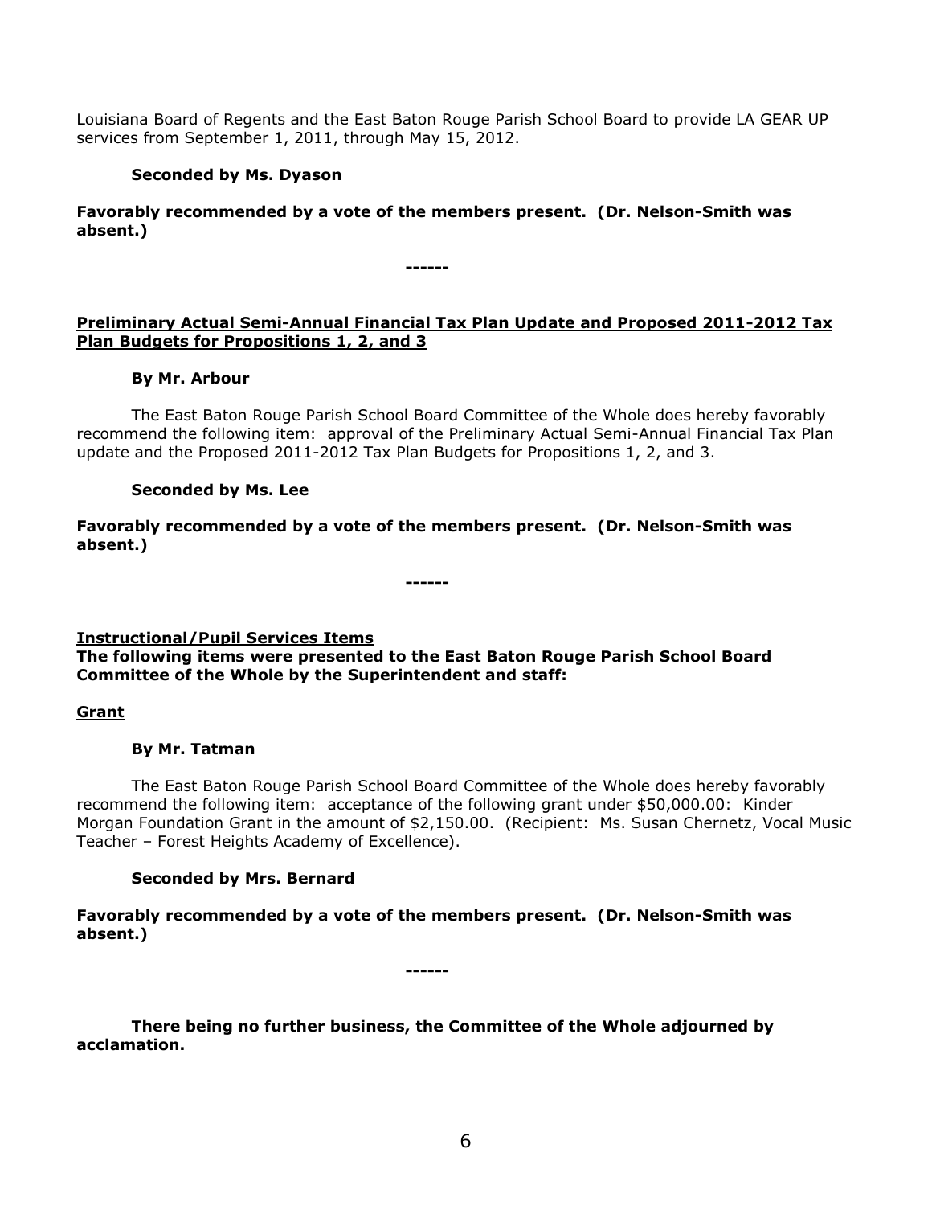Louisiana Board of Regents and the East Baton Rouge Parish School Board to provide LA GEAR UP services from September 1, 2011, through May 15, 2012.

**Seconded by Ms. Dyason**

**Favorably recommended by a vote of the members present. (Dr. Nelson-Smith was absent.)**

**------**

**<u>Preliminary Actual Semi-Annual Financial Tax Plan Update and Proposed 2011-2012 Tax Plan Budgets for Propositions 1, 2, and 3</u>**

**By Mr. Arbour**

The East Baton Rouge Parish School Board Committee of the Whole does hereby favorably recommend the following item: approval of the Preliminary Actual Semi-Annual Financial Tax Plan update and the Proposed 2011-2012 Tax Plan Budgets for Propositions 1, 2, and 3.

**Seconded by Ms. Lee**

**Favorably recommended by a vote of the members present. (Dr. Nelson-Smith was absent.)**

**------**

**<u>Instructional/Pupil Services Items</u>**
**The following items were presented to the East Baton Rouge Parish School Board Committee of the Whole by the Superintendent and staff:**

**<u>Grant</u>**

**By Mr. Tatman**

The East Baton Rouge Parish School Board Committee of the Whole does hereby favorably recommend the following item: acceptance of the following grant under $50,000.00: Kinder Morgan Foundation Grant in the amount of $2,150.00. (Recipient: Ms. Susan Chernetz, Vocal Music Teacher – Forest Heights Academy of Excellence).

**Seconded by Mrs. Bernard**

**Favorably recommended by a vote of the members present. (Dr. Nelson-Smith was absent.)**

**------**

**There being no further business, the Committee of the Whole adjourned by acclamation.**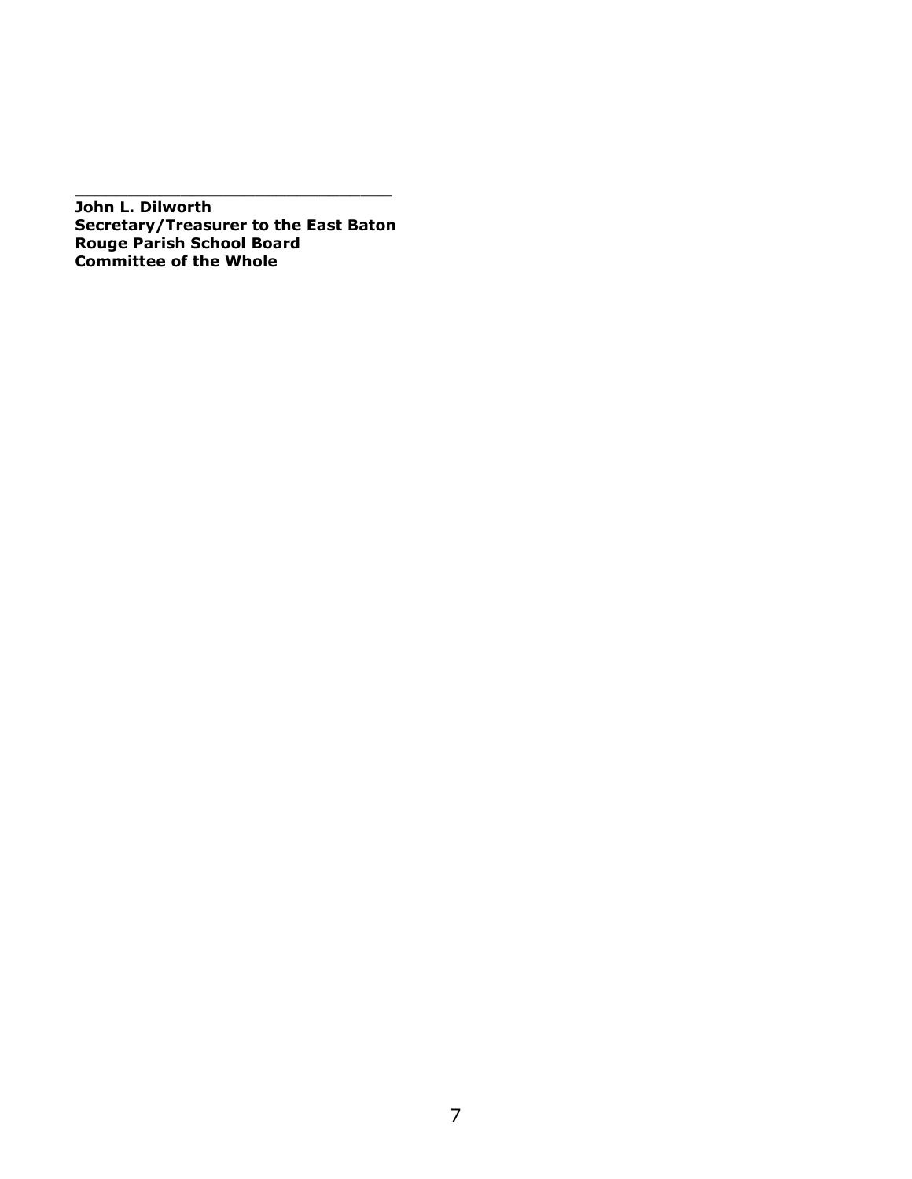______________________________

**John L. Dilworth**
**Secretary/Treasurer to the East Baton Rouge Parish School Board Committee of the Whole**